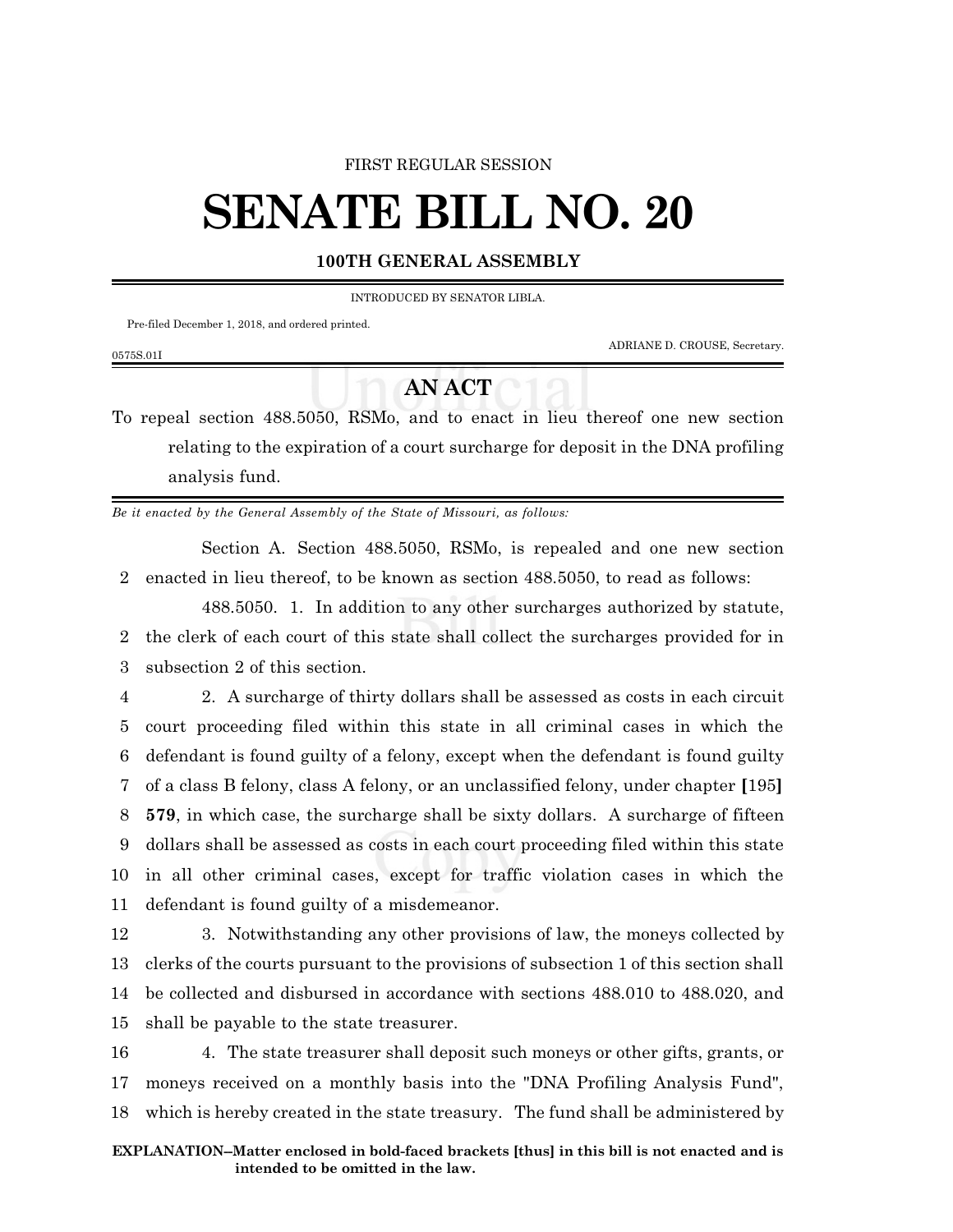FIRST REGULAR SESSION

# SENATE BILL NO. 20

### 100TH GENERAL ASSEMBLY

INTRODUCED BY SENATOR LIBLA.

Pre-filed December 1, 2018, and ordered printed.

ADRIANE D. CROUSE, Secretary.

0575S.01I

## AN ACT

To repeal section 488.5050, RSMo, and to enact in lieu thereof one new section relating to the expiration of a court surcharge for deposit in the DNA profiling analysis fund.

*Be it enacted by the General Assembly of the State of Missouri, as follows:*

Section A. Section 488.5050, RSMo, is repealed and one new section enacted in lieu thereof, to be known as section 488.5050, to read as follows:

488.5050. 1. In addition to any other surcharges authorized by statute, the clerk of each court of this state shall collect the surcharges provided for in subsection 2 of this section.

2. A surcharge of thirty dollars shall be assessed as costs in each circuit court proceeding filed within this state in all criminal cases in which the defendant is found guilty of a felony, except when the defendant is found guilty of a class B felony, class A felony, or an unclassified felony, under chapter **[**195**]** **579**, in which case, the surcharge shall be sixty dollars. A surcharge of fifteen dollars shall be assessed as costs in each court proceeding filed within this state in all other criminal cases, except for traffic violation cases in which the defendant is found guilty of a misdemeanor.

3. Notwithstanding any other provisions of law, the moneys collected by clerks of the courts pursuant to the provisions of subsection 1 of this section shall be collected and disbursed in accordance with sections 488.010 to 488.020, and shall be payable to the state treasurer.

4. The state treasurer shall deposit such moneys or other gifts, grants, or moneys received on a monthly basis into the "DNA Profiling Analysis Fund", which is hereby created in the state treasury. The fund shall be administered by

**EXPLANATION–Matter enclosed in bold-faced brackets [thus] in this bill is not enacted and is intended to be omitted in the law.**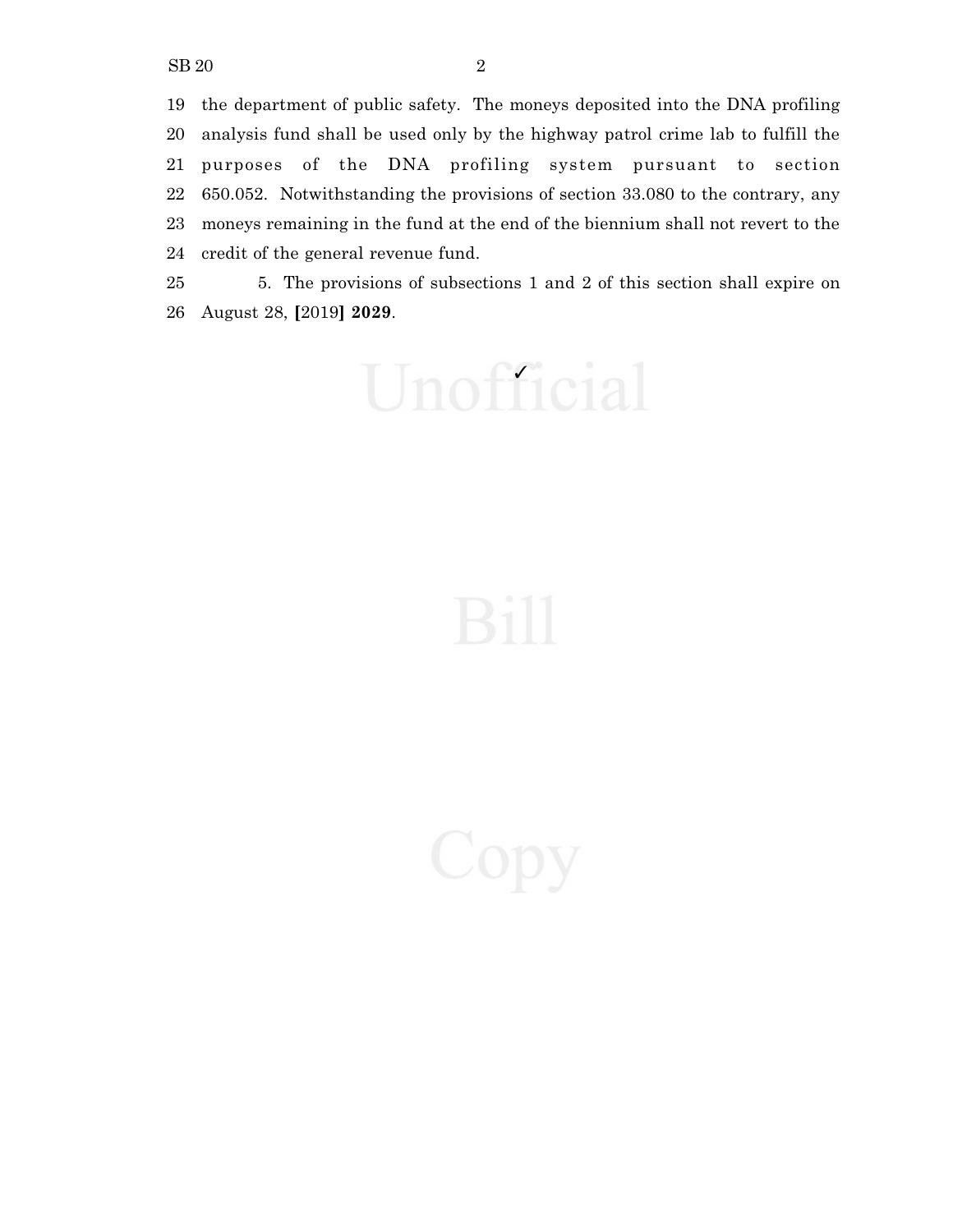the department of public safety. The moneys deposited into the DNA profiling analysis fund shall be used only by the highway patrol crime lab to fulfill the purposes of the DNA profiling system pursuant to section 650.052. Notwithstanding the provisions of section 33.080 to the contrary, any moneys remaining in the fund at the end of the biennium shall not revert to the credit of the general revenue fund.

5. The provisions of subsections 1 and 2 of this section shall expire on August 28, **[**2019**]** **2029**.

✓